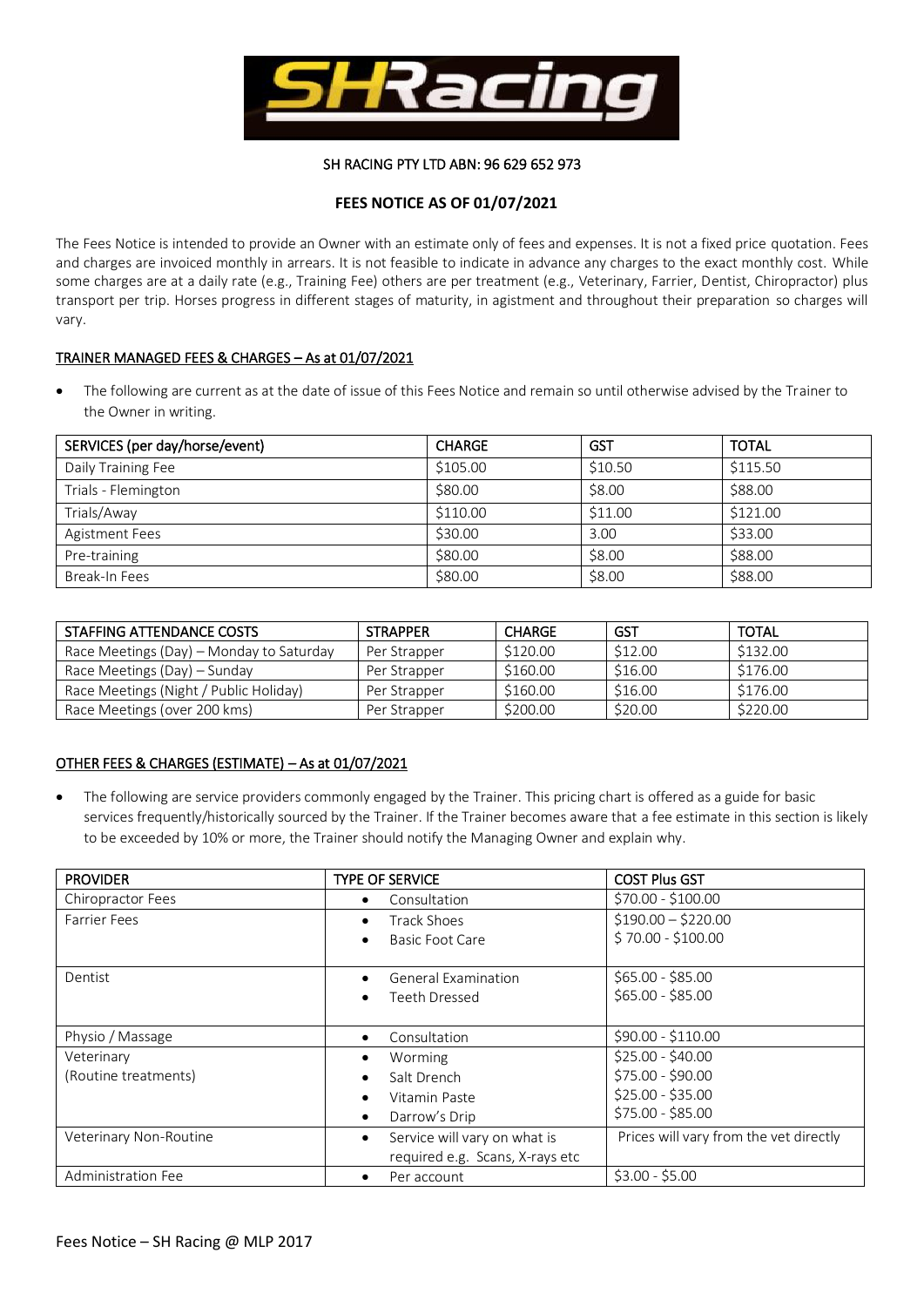SH RACING PTY LTD ABN: 96 629 652 973

# FEES NOTICE AS OF 01/07/2021

The Fees Notice is intended to provide an Owner with an estimate only of fees and expenses. It is not a fixed price quotation. Fees and charges are invoiced monthly in arrears. It is not feasible to indicate in advance any charges to the exact monthly cost. While some charges are at a daily rate (e.g., Training Fee) others are per treatment (e.g., Veterinary, Farrier, Dentist, Chiropractor) plus transport per trip. Horses progress in different stages of maturity, in agistment and throughout their preparation so charges will vary.

## TRAINER MANAGED FEES & CHARGES – As at 01/07/2021

- The following are current as at the date of issue of this Fees Notice and remain so until otherwise advised by the Trainer to the Owner in writing.

| SERVICES (per day/horse/event) | CHARGE | GST | TOTAL |
|---|---|---|---|
| Daily Training Fee | $105.00 | $10.50 | $115.50 |
| Trials - Flemington | $80.00 | $8.00 | $88.00 |
| Trials/Away | $110.00 | $11.00 | $121.00 |
| Agistment Fees | $30.00 | 3.00 | $33.00 |
| Pre-training | $80.00 | $8.00 | $88.00 |
| Break-In Fees | $80.00 | $8.00 | $88.00 |

| STAFFING ATTENDANCE COSTS | STRAPPER | CHARGE | GST | TOTAL |
|---|---|---|---|---|
| Race Meetings (Day) – Monday to Saturday | Per Strapper | $120.00 | $12.00 | $132.00 |
| Race Meetings (Day) – Sunday | Per Strapper | $160.00 | $16.00 | $176.00 |
| Race Meetings (Night / Public Holiday) | Per Strapper | $160.00 | $16.00 | $176.00 |
| Race Meetings (over 200 kms) | Per Strapper | $200.00 | $20.00 | $220.00 |

## OTHER FEES & CHARGES (ESTIMATE) – As at 01/07/2021

- The following are service providers commonly engaged by the Trainer. This pricing chart is offered as a guide for basic services frequently/historically sourced by the Trainer. If the Trainer becomes aware that a fee estimate in this section is likely to be exceeded by 10% or more, the Trainer should notify the Managing Owner and explain why.

| PROVIDER | TYPE OF SERVICE | COST Plus GST |
|---|---|---|
| Chiropractor Fees | • Consultation | $70.00 - $100.00 |
| Farrier Fees | • Track Shoes<br>• Basic Foot Care | $190.00 – $220.00<br>$ 70.00 - $100.00 |
| Dentist | • General Examination<br>• Teeth Dressed | $65.00 - $85.00<br>$65.00 - $85.00 |
| Physio / Massage | • Consultation | $90.00 - $110.00 |
| Veterinary (Routine treatments) | • Worming<br>• Salt Drench<br>• Vitamin Paste<br>• Darrow's Drip | $25.00 - $40.00<br>$75.00 - $90.00<br>$25.00 - $35.00<br>$75.00 - $85.00 |
| Veterinary Non-Routine | • Service will vary on what is required e.g. Scans, X-rays etc | Prices will vary from the vet directly |
| Administration Fee | • Per account | $3.00 - $5.00 |

Fees Notice – SH Racing @ MLP 2017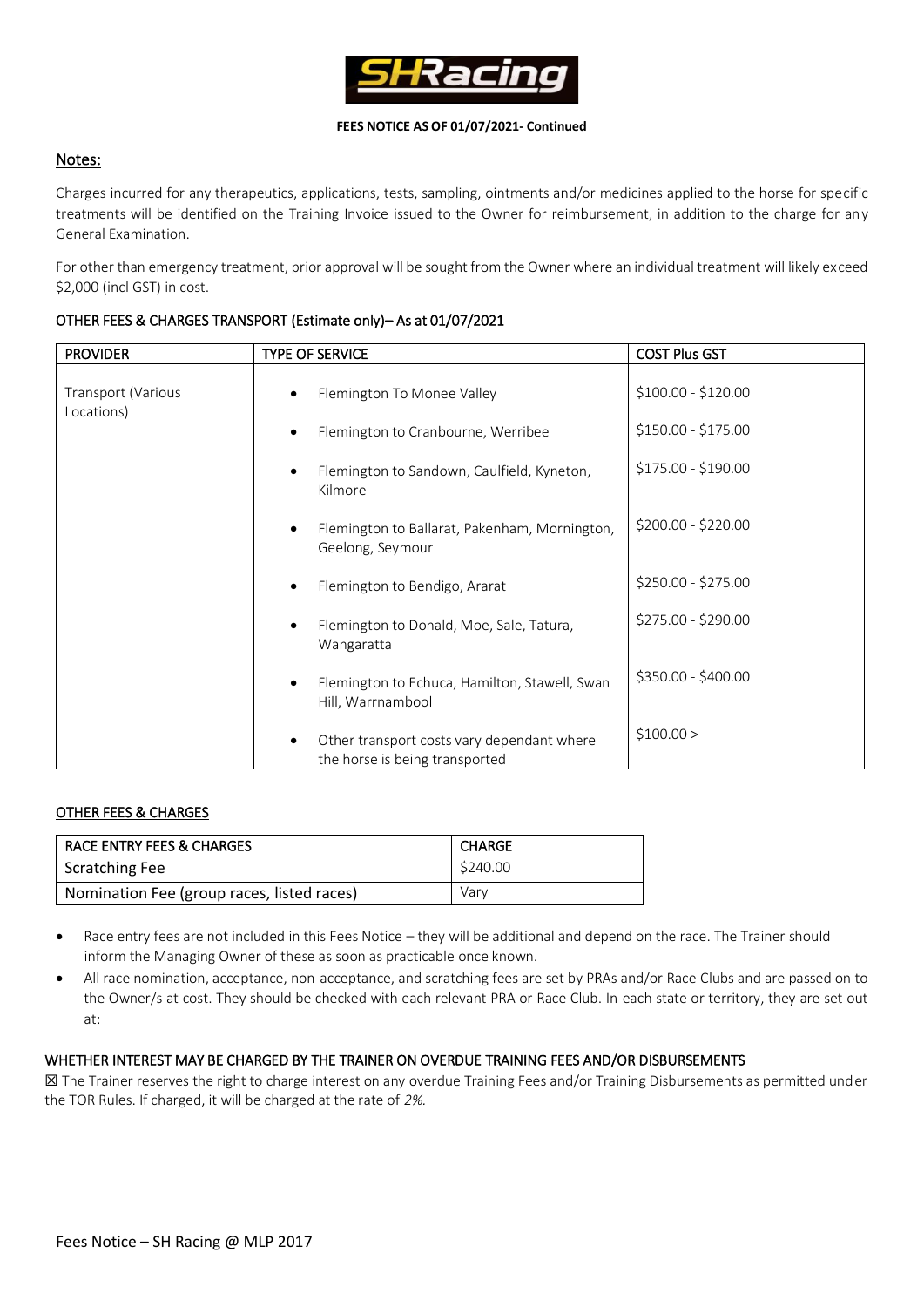**FEES NOTICE AS OF 01/07/2021- Continued**

## Notes:

Charges incurred for any therapeutics, applications, tests, sampling, ointments and/or medicines applied to the horse for specific treatments will be identified on the Training Invoice issued to the Owner for reimbursement, in addition to the charge for any General Examination.

For other than emergency treatment, prior approval will be sought from the Owner where an individual treatment will likely exceed $2,000 (incl GST) in cost.

### OTHER FEES & CHARGES TRANSPORT (Estimate only)– As at 01/07/2021

| PROVIDER | TYPE OF SERVICE | COST Plus GST |
|---|---|---|
| Transport (Various Locations) | • Flemington To Monee Valley | $100.00 - $120.00 |
| | • Flemington to Cranbourne, Werribee | $150.00 - $175.00 |
| | • Flemington to Sandown, Caulfield, Kyneton, Kilmore | $175.00 - $190.00 |
| | • Flemington to Ballarat, Pakenham, Mornington, Geelong, Seymour | $200.00 - $220.00 |
| | • Flemington to Bendigo, Ararat | $250.00 - $275.00 |
| | • Flemington to Donald, Moe, Sale, Tatura, Wangaratta | $275.00 - $290.00 |
| | • Flemington to Echuca, Hamilton, Stawell, Swan Hill, Warrnambool | $350.00 - $400.00 |
| | • Other transport costs vary dependant where the horse is being transported | $100.00 > |

### OTHER FEES & CHARGES

| RACE ENTRY FEES & CHARGES | CHARGE |
|---|---|
| Scratching Fee | $240.00 |
| Nomination Fee (group races, listed races) | Vary |

- Race entry fees are not included in this Fees Notice – they will be additional and depend on the race. The Trainer should inform the Managing Owner of these as soon as practicable once known.
- All race nomination, acceptance, non-acceptance, and scratching fees are set by PRAs and/or Race Clubs and are passed on to the Owner/s at cost. They should be checked with each relevant PRA or Race Club. In each state or territory, they are set out at:

### WHETHER INTEREST MAY BE CHARGED BY THE TRAINER ON OVERDUE TRAINING FEES AND/OR DISBURSEMENTS

☒ The Trainer reserves the right to charge interest on any overdue Training Fees and/or Training Disbursements as permitted under the TOR Rules. If charged, it will be charged at the rate of *2%.*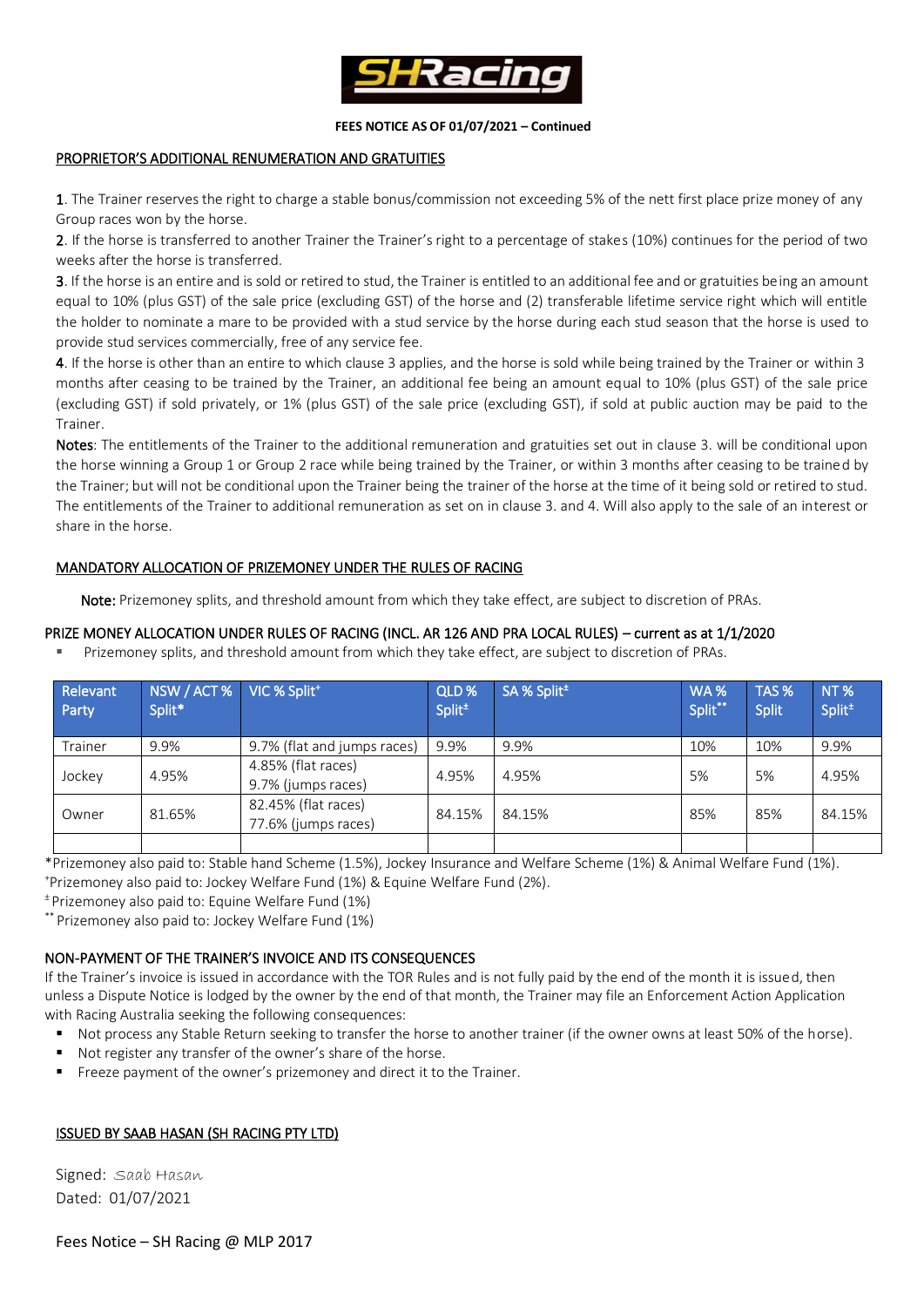SHRacing

**FEES NOTICE AS OF 01/07/2021 – Continued**

## PROPRIETOR'S ADDITIONAL RENUMERATION AND GRATUITIES

**1**. The Trainer reserves the right to charge a stable bonus/commission not exceeding 5% of the nett first place prize money of any Group races won by the horse.

**2**. If the horse is transferred to another Trainer the Trainer's right to a percentage of stakes (10%) continues for the period of two weeks after the horse is transferred.

**3**. If the horse is an entire and is sold or retired to stud, the Trainer is entitled to an additional fee and or gratuities being an amount equal to 10% (plus GST) of the sale price (excluding GST) of the horse and (2) transferable lifetime service right which will entitle the holder to nominate a mare to be provided with a stud service by the horse during each stud season that the horse is used to provide stud services commercially, free of any service fee.

**4**. If the horse is other than an entire to which clause 3 applies, and the horse is sold while being trained by the Trainer or within 3 months after ceasing to be trained by the Trainer, an additional fee being an amount equal to 10% (plus GST) of the sale price (excluding GST) if sold privately, or 1% (plus GST) of the sale price (excluding GST), if sold at public auction may be paid to the Trainer.

**Notes**: The entitlements of the Trainer to the additional remuneration and gratuities set out in clause 3. will be conditional upon the horse winning a Group 1 or Group 2 race while being trained by the Trainer, or within 3 months after ceasing to be trained by the Trainer; but will not be conditional upon the Trainer being the trainer of the horse at the time of it being sold or retired to stud. The entitlements of the Trainer to additional remuneration as set on in clause 3. and 4. Will also apply to the sale of an interest or share in the horse.

## MANDATORY ALLOCATION OF PRIZEMONEY UNDER THE RULES OF RACING

**Note:** Prizemoney splits, and threshold amount from which they take effect, are subject to discretion of PRAs.

### PRIZE MONEY ALLOCATION UNDER RULES OF RACING (INCL. AR 126 AND PRA LOCAL RULES) – current as at 1/1/2020

- Prizemoney splits, and threshold amount from which they take effect, are subject to discretion of PRAs.

| Relevant Party | NSW / ACT % Split* | VIC % Split⁺ | QLD % Split± | SA % Split± | WA % Split** | TAS % Split | NT % Split± |
|---|---|---|---|---|---|---|---|
| Trainer | 9.9% | 9.7% (flat and jumps races) | 9.9% | 9.9% | 10% | 10% | 9.9% |
| Jockey | 4.95% | 4.85% (flat races)<br>9.7% (jumps races) | 4.95% | 4.95% | 5% | 5% | 4.95% |
| Owner | 81.65% | 82.45% (flat races)<br>77.6% (jumps races) | 84.15% | 84.15% | 85% | 85% | 84.15% |
| | | | | | | | |

*Prizemoney also paid to: Stable hand Scheme (1.5%), Jockey Insurance and Welfare Scheme (1%) & Animal Welfare Fund (1%).
⁺Prizemoney also paid to: Jockey Welfare Fund (1%) & Equine Welfare Fund (2%).
±Prizemoney also paid to: Equine Welfare Fund (1%)
** Prizemoney also paid to: Jockey Welfare Fund (1%)

## NON-PAYMENT OF THE TRAINER'S INVOICE AND ITS CONSEQUENCES

If the Trainer's invoice is issued in accordance with the TOR Rules and is not fully paid by the end of the month it is issued, then unless a Dispute Notice is lodged by the owner by the end of that month, the Trainer may file an Enforcement Action Application with Racing Australia seeking the following consequences:

- Not process any Stable Return seeking to transfer the horse to another trainer (if the owner owns at least 50% of the horse).
- Not register any transfer of the owner's share of the horse.
- Freeze payment of the owner's prizemoney and direct it to the Trainer.

## ISSUED BY SAAB HASAN (SH RACING PTY LTD)

Signed: Saab Hasan
Dated: 01/07/2021

Fees Notice – SH Racing @ MLP 2017